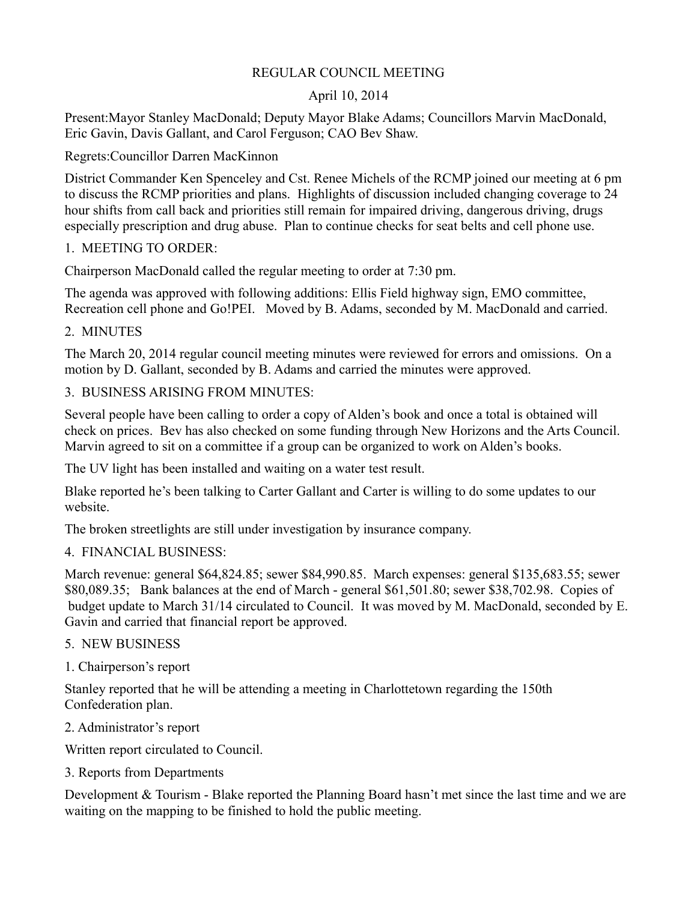# REGULAR COUNCIL MEETING

April 10, 2014

Present:Mayor Stanley MacDonald; Deputy Mayor Blake Adams; Councillors Marvin MacDonald, Eric Gavin, Davis Gallant, and Carol Ferguson; CAO Bev Shaw.

Regrets:Councillor Darren MacKinnon

District Commander Ken Spenceley and Cst. Renee Michels of the RCMP joined our meeting at 6 pm to discuss the RCMP priorities and plans. Highlights of discussion included changing coverage to 24 hour shifts from call back and priorities still remain for impaired driving, dangerous driving, drugs especially prescription and drug abuse. Plan to continue checks for seat belts and cell phone use.

## 1. MEETING TO ORDER:

Chairperson MacDonald called the regular meeting to order at 7:30 pm.

The agenda was approved with following additions: Ellis Field highway sign, EMO committee, Recreation cell phone and Go!PEI. Moved by B. Adams, seconded by M. MacDonald and carried.

## 2. MINUTES

The March 20, 2014 regular council meeting minutes were reviewed for errors and omissions. On a motion by D. Gallant, seconded by B. Adams and carried the minutes were approved.

## 3. BUSINESS ARISING FROM MINUTES:

Several people have been calling to order a copy of Alden's book and once a total is obtained will check on prices. Bev has also checked on some funding through New Horizons and the Arts Council. Marvin agreed to sit on a committee if a group can be organized to work on Alden's books.

The UV light has been installed and waiting on a water test result.

Blake reported he's been talking to Carter Gallant and Carter is willing to do some updates to our website.

The broken streetlights are still under investigation by insurance company.

## 4. FINANCIAL BUSINESS:

March revenue: general $64,824.85; sewer $84,990.85. March expenses: general $135,683.55; sewer $80,089.35; Bank balances at the end of March - general $61,501.80; sewer $38,702.98. Copies of budget update to March 31/14 circulated to Council. It was moved by M. MacDonald, seconded by E. Gavin and carried that financial report be approved.

## 5. NEW BUSINESS

1. Chairperson's report

Stanley reported that he will be attending a meeting in Charlottetown regarding the 150th Confederation plan.

2. Administrator's report

Written report circulated to Council.

3. Reports from Departments

Development & Tourism - Blake reported the Planning Board hasn't met since the last time and we are waiting on the mapping to be finished to hold the public meeting.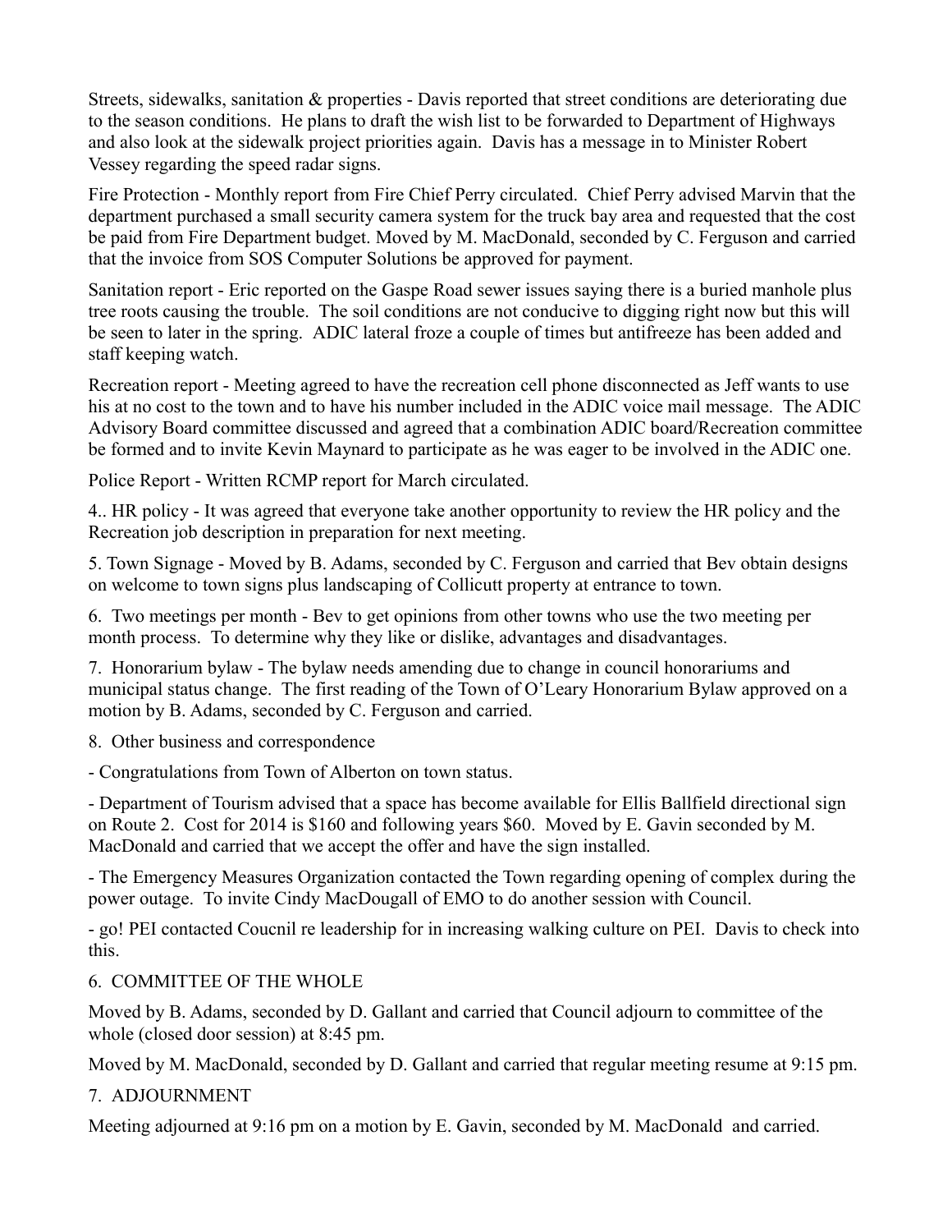Streets, sidewalks, sanitation & properties - Davis reported that street conditions are deteriorating due to the season conditions. He plans to draft the wish list to be forwarded to Department of Highways and also look at the sidewalk project priorities again. Davis has a message in to Minister Robert Vessey regarding the speed radar signs.

Fire Protection - Monthly report from Fire Chief Perry circulated. Chief Perry advised Marvin that the department purchased a small security camera system for the truck bay area and requested that the cost be paid from Fire Department budget. Moved by M. MacDonald, seconded by C. Ferguson and carried that the invoice from SOS Computer Solutions be approved for payment.

Sanitation report - Eric reported on the Gaspe Road sewer issues saying there is a buried manhole plus tree roots causing the trouble. The soil conditions are not conducive to digging right now but this will be seen to later in the spring. ADIC lateral froze a couple of times but antifreeze has been added and staff keeping watch.

Recreation report - Meeting agreed to have the recreation cell phone disconnected as Jeff wants to use his at no cost to the town and to have his number included in the ADIC voice mail message. The ADIC Advisory Board committee discussed and agreed that a combination ADIC board/Recreation committee be formed and to invite Kevin Maynard to participate as he was eager to be involved in the ADIC one.

Police Report - Written RCMP report for March circulated.

4.. HR policy - It was agreed that everyone take another opportunity to review the HR policy and the Recreation job description in preparation for next meeting.

5. Town Signage - Moved by B. Adams, seconded by C. Ferguson and carried that Bev obtain designs on welcome to town signs plus landscaping of Collicutt property at entrance to town.

6. Two meetings per month - Bev to get opinions from other towns who use the two meeting per month process. To determine why they like or dislike, advantages and disadvantages.

7. Honorarium bylaw - The bylaw needs amending due to change in council honorariums and municipal status change. The first reading of the Town of O'Leary Honorarium Bylaw approved on a motion by B. Adams, seconded by C. Ferguson and carried.

8. Other business and correspondence

- Congratulations from Town of Alberton on town status.

- Department of Tourism advised that a space has become available for Ellis Ballfield directional sign on Route 2. Cost for 2014 is $160 and following years $60. Moved by E. Gavin seconded by M. MacDonald and carried that we accept the offer and have the sign installed.

- The Emergency Measures Organization contacted the Town regarding opening of complex during the power outage. To invite Cindy MacDougall of EMO to do another session with Council.

- go! PEI contacted Coucnil re leadership for in increasing walking culture on PEI. Davis to check into this.

6. COMMITTEE OF THE WHOLE

Moved by B. Adams, seconded by D. Gallant and carried that Council adjourn to committee of the whole (closed door session) at 8:45 pm.

Moved by M. MacDonald, seconded by D. Gallant and carried that regular meeting resume at 9:15 pm.

7. ADJOURNMENT

Meeting adjourned at 9:16 pm on a motion by E. Gavin, seconded by M. MacDonald and carried.